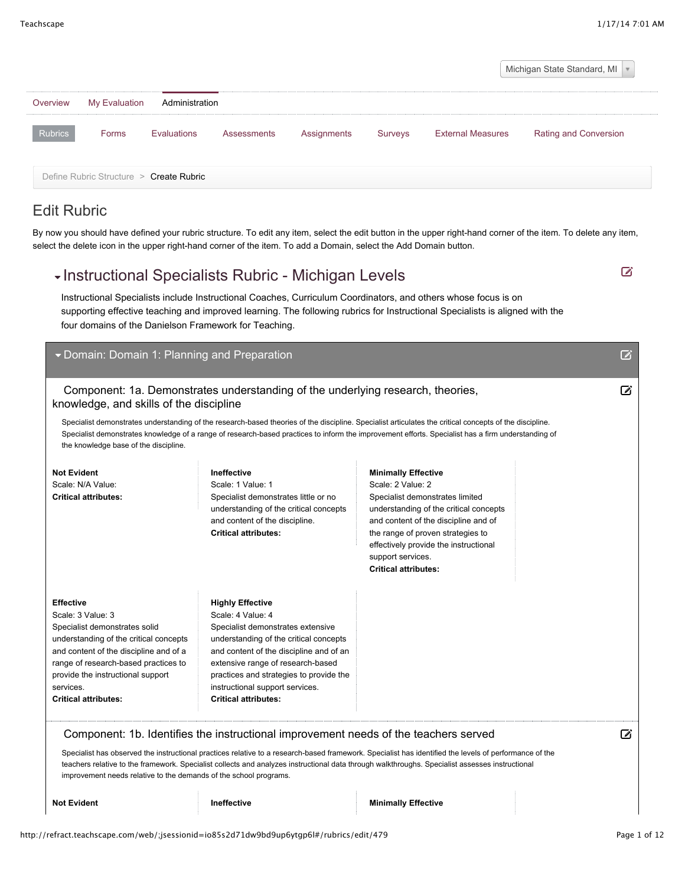Michigan State Standard, MI

Overview | My Evaluation | Administration

Rubrics | Forms | Evaluations | Assessments | Assignments | Surveys | External Measures | Rating and Conversion

Define Rubric Structure > Create Rubric

# Edit Rubric

By now you should have defined your rubric structure. To edit any item, select the edit button in the upper right-hand corner of the item. To delete any item, select the delete icon in the upper right-hand corner of the item. To add a Domain, select the Add Domain button.

## Instructional Specialists Rubric - Michigan Levels

Instructional Specialists include Instructional Coaches, Curriculum Coordinators, and others whose focus is on supporting effective teaching and improved learning. The following rubrics for Instructional Specialists is aligned with the four domains of the Danielson Framework for Teaching.

### Domain: Domain 1: Planning and Preparation

#### Component: 1a. Demonstrates understanding of the underlying research, theories, knowledge, and skills of the discipline

Specialist demonstrates understanding of the research-based theories of the discipline. Specialist articulates the critical concepts of the discipline. Specialist demonstrates knowledge of a range of research-based practices to inform the improvement efforts. Specialist has a firm understanding of the knowledge base of the discipline.

**Not Evident**
Scale: N/A Value:
**Critical attributes:**

**Ineffective**
Scale: 1 Value: 1
Specialist demonstrates little or no understanding of the critical concepts and content of the discipline.
**Critical attributes:**

**Minimally Effective**
Scale: 2 Value: 2
Specialist demonstrates limited understanding of the critical concepts and content of the discipline and of the range of proven strategies to effectively provide the instructional support services.
**Critical attributes:**

**Effective**
Scale: 3 Value: 3
Specialist demonstrates solid understanding of the critical concepts and content of the discipline and of a range of research-based practices to provide the instructional support services.
**Critical attributes:**

**Highly Effective**
Scale: 4 Value: 4
Specialist demonstrates extensive understanding of the critical concepts and content of the discipline and of an extensive range of research-based practices and strategies to provide the instructional support services.
**Critical attributes:**

#### Component: 1b. Identifies the instructional improvement needs of the teachers served

Specialist has observed the instructional practices relative to a research-based framework. Specialist has identified the levels of performance of the teachers relative to the framework. Specialist collects and analyzes instructional data through walkthroughs. Specialist assesses instructional improvement needs relative to the demands of the school programs.

**Not Evident**

**Ineffective**

**Minimally Effective**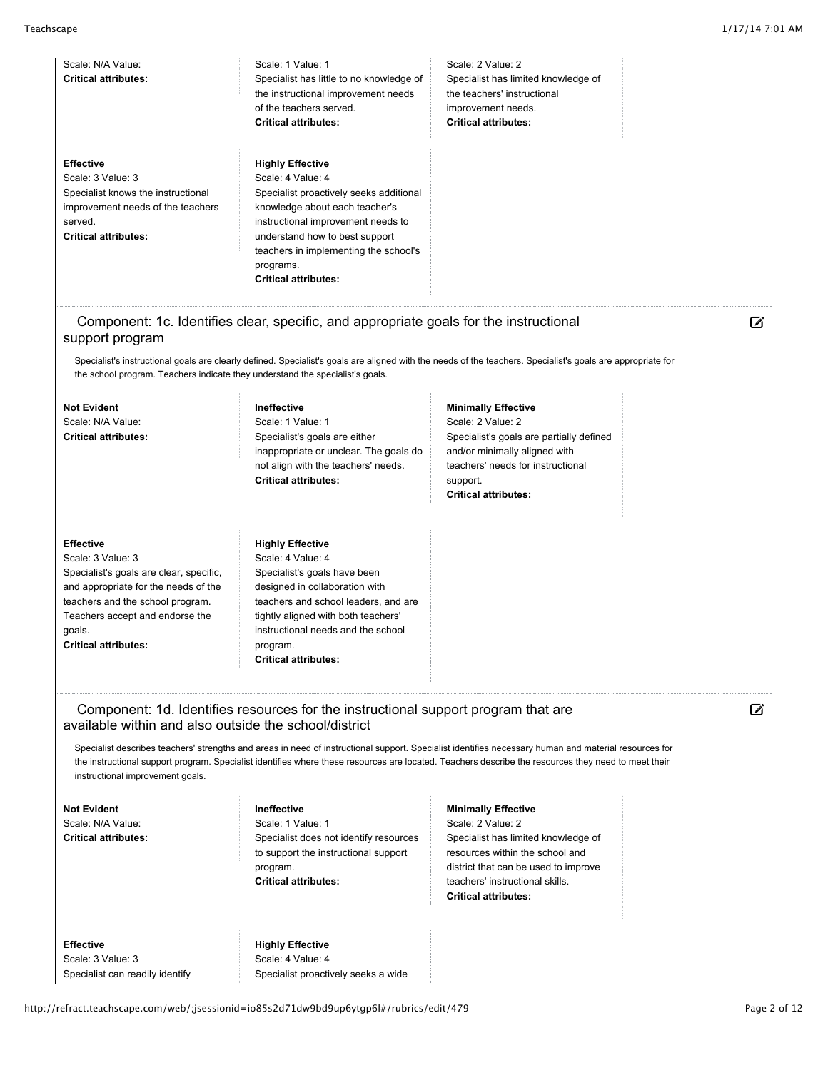Scale: N/A Value:
**Critical attributes:**

Scale: 1 Value: 1
Specialist has little to no knowledge of the instructional improvement needs of the teachers served.
**Critical attributes:**

Scale: 2 Value: 2
Specialist has limited knowledge of the teachers' instructional improvement needs.
**Critical attributes:**

**Effective**
Scale: 3 Value: 3
Specialist knows the instructional improvement needs of the teachers served.
**Critical attributes:**

**Highly Effective**
Scale: 4 Value: 4
Specialist proactively seeks additional knowledge about each teacher's instructional improvement needs to understand how to best support teachers in implementing the school's programs.
**Critical attributes:**

## Component: 1c. Identifies clear, specific, and appropriate goals for the instructional support program

Specialist's instructional goals are clearly defined. Specialist's goals are aligned with the needs of the teachers. Specialist's goals are appropriate for the school program. Teachers indicate they understand the specialist's goals.

**Not Evident**
Scale: N/A Value:
**Critical attributes:**

**Ineffective**
Scale: 1 Value: 1
Specialist's goals are either inappropriate or unclear. The goals do not align with the teachers' needs.
**Critical attributes:**

**Minimally Effective**
Scale: 2 Value: 2
Specialist's goals are partially defined and/or minimally aligned with teachers' needs for instructional support.
**Critical attributes:**

**Effective**
Scale: 3 Value: 3
Specialist's goals are clear, specific, and appropriate for the needs of the teachers and the school program. Teachers accept and endorse the goals.
**Critical attributes:**

**Highly Effective**
Scale: 4 Value: 4
Specialist's goals have been designed in collaboration with teachers and school leaders, and are tightly aligned with both teachers' instructional needs and the school program.
**Critical attributes:**

## Component: 1d. Identifies resources for the instructional support program that are available within and also outside the school/district

Specialist describes teachers' strengths and areas in need of instructional support. Specialist identifies necessary human and material resources for the instructional support program. Specialist identifies where these resources are located. Teachers describe the resources they need to meet their instructional improvement goals.

**Not Evident**
Scale: N/A Value:
**Critical attributes:**

**Ineffective**
Scale: 1 Value: 1
Specialist does not identify resources to support the instructional support program.
**Critical attributes:**

**Minimally Effective**
Scale: 2 Value: 2
Specialist has limited knowledge of resources within the school and district that can be used to improve teachers' instructional skills.
**Critical attributes:**

**Effective**
Scale: 3 Value: 3
Specialist can readily identify

**Highly Effective**
Scale: 4 Value: 4
Specialist proactively seeks a wide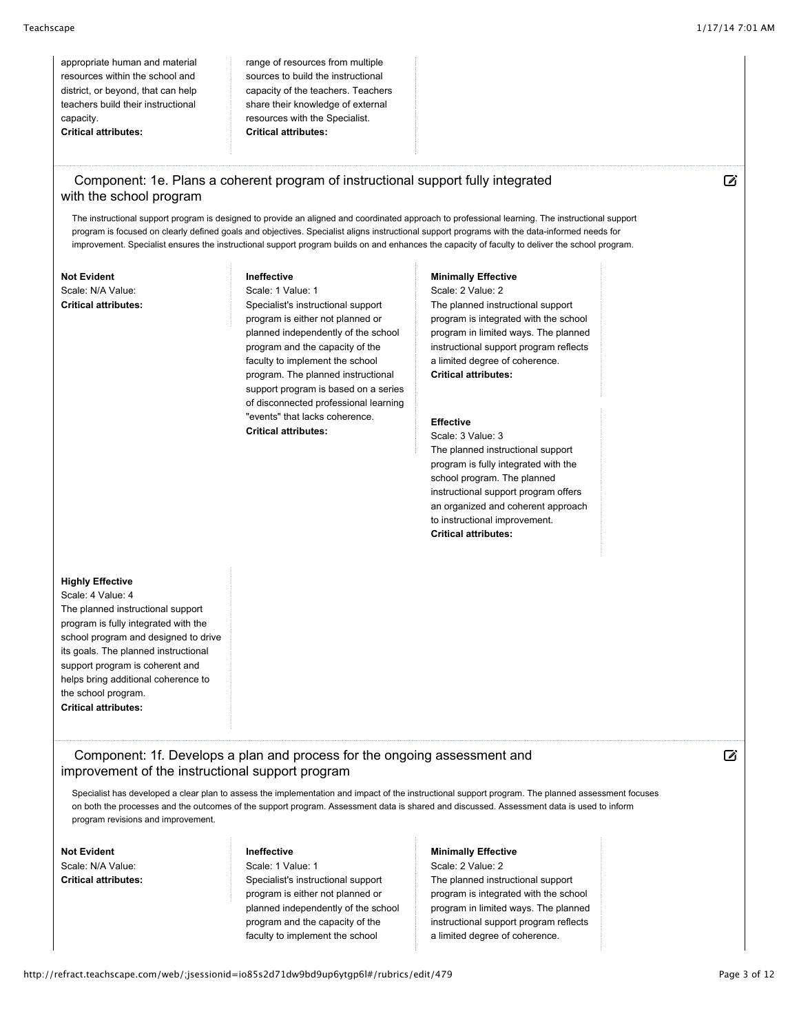appropriate human and material resources within the school and district, or beyond, that can help teachers build their instructional capacity.
**Critical attributes:**

range of resources from multiple sources to build the instructional capacity of the teachers. Teachers share their knowledge of external resources with the Specialist.
**Critical attributes:**

## Component: 1e. Plans a coherent program of instructional support fully integrated with the school program

The instructional support program is designed to provide an aligned and coordinated approach to professional learning. The instructional support program is focused on clearly defined goals and objectives. Specialist aligns instructional support programs with the data-informed needs for improvement. Specialist ensures the instructional support program builds on and enhances the capacity of faculty to deliver the school program.

**Not Evident**
Scale: N/A Value:
**Critical attributes:**

**Ineffective**
Scale: 1 Value: 1
Specialist's instructional support program is either not planned or planned independently of the school program and the capacity of the faculty to implement the school program. The planned instructional support program is based on a series of disconnected professional learning "events" that lacks coherence.
**Critical attributes:**

**Minimally Effective**
Scale: 2 Value: 2
The planned instructional support program is integrated with the school program in limited ways. The planned instructional support program reflects a limited degree of coherence.
**Critical attributes:**

**Effective**
Scale: 3 Value: 3
The planned instructional support program is fully integrated with the school program. The planned instructional support program offers an organized and coherent approach to instructional improvement.
**Critical attributes:**

**Highly Effective**
Scale: 4 Value: 4
The planned instructional support program is fully integrated with the school program and designed to drive its goals. The planned instructional support program is coherent and helps bring additional coherence to the school program.
**Critical attributes:**

## Component: 1f. Develops a plan and process for the ongoing assessment and improvement of the instructional support program

Specialist has developed a clear plan to assess the implementation and impact of the instructional support program. The planned assessment focuses on both the processes and the outcomes of the support program. Assessment data is shared and discussed. Assessment data is used to inform program revisions and improvement.

**Not Evident**
Scale: N/A Value:
**Critical attributes:**

**Ineffective**
Scale: 1 Value: 1
Specialist's instructional support program is either not planned or planned independently of the school program and the capacity of the faculty to implement the school

**Minimally Effective**
Scale: 2 Value: 2
The planned instructional support program is integrated with the school program in limited ways. The planned instructional support program reflects a limited degree of coherence.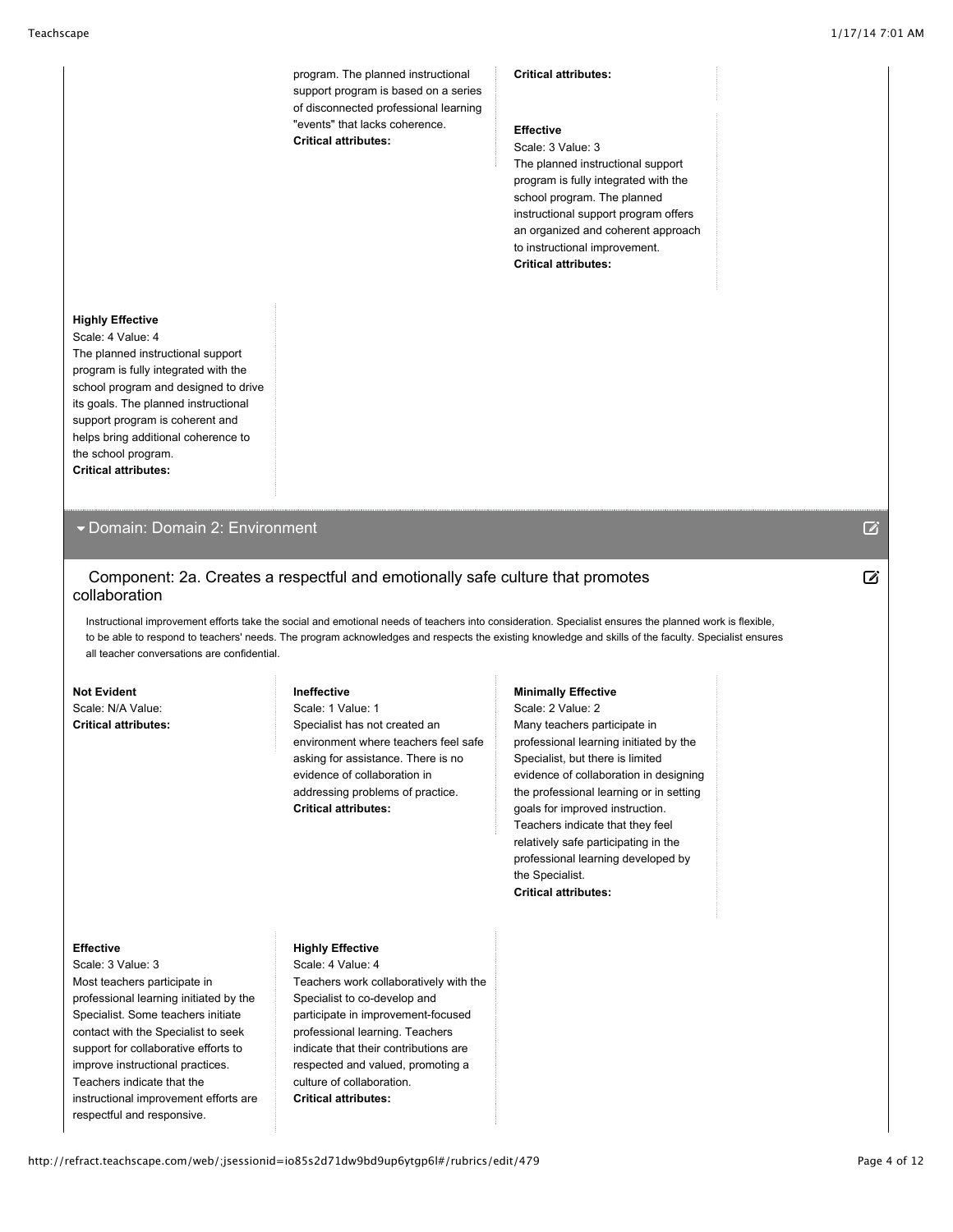program. The planned instructional support program is based on a series of disconnected professional learning "events" that lacks coherence.
**Critical attributes:**

**Critical attributes:**

**Effective**
Scale: 3 Value: 3
The planned instructional support program is fully integrated with the school program. The planned instructional support program offers an organized and coherent approach to instructional improvement.
**Critical attributes:**

**Highly Effective**
Scale: 4 Value: 4
The planned instructional support program is fully integrated with the school program and designed to drive its goals. The planned instructional support program is coherent and helps bring additional coherence to the school program.
**Critical attributes:**

## Domain: Domain 2: Environment

### Component: 2a. Creates a respectful and emotionally safe culture that promotes collaboration

Instructional improvement efforts take the social and emotional needs of teachers into consideration. Specialist ensures the planned work is flexible, to be able to respond to teachers' needs. The program acknowledges and respects the existing knowledge and skills of the faculty. Specialist ensures all teacher conversations are confidential.

**Not Evident**
Scale: N/A Value:
**Critical attributes:**

**Ineffective**
Scale: 1 Value: 1
Specialist has not created an environment where teachers feel safe asking for assistance. There is no evidence of collaboration in addressing problems of practice.
**Critical attributes:**

**Minimally Effective**
Scale: 2 Value: 2
Many teachers participate in professional learning initiated by the Specialist, but there is limited evidence of collaboration in designing the professional learning or in setting goals for improved instruction. Teachers indicate that they feel relatively safe participating in the professional learning developed by the Specialist.
**Critical attributes:**

**Effective**
Scale: 3 Value: 3
Most teachers participate in professional learning initiated by the Specialist. Some teachers initiate contact with the Specialist to seek support for collaborative efforts to improve instructional practices. Teachers indicate that the instructional improvement efforts are respectful and responsive.

**Highly Effective**
Scale: 4 Value: 4
Teachers work collaboratively with the Specialist to co-develop and participate in improvement-focused professional learning. Teachers indicate that their contributions are respected and valued, promoting a culture of collaboration.
**Critical attributes:**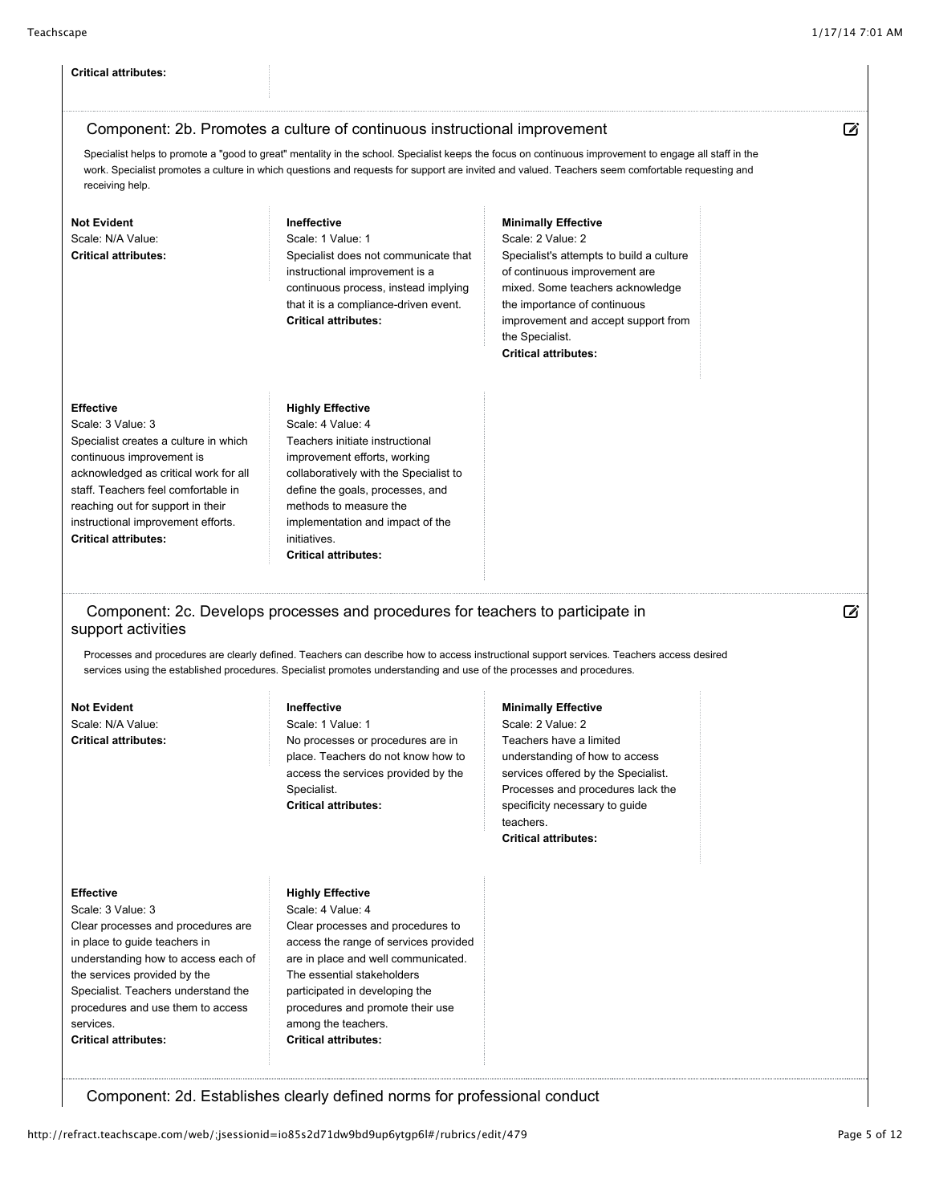**Critical attributes:**

### Component: 2b. Promotes a culture of continuous instructional improvement

Specialist helps to promote a "good to great" mentality in the school. Specialist keeps the focus on continuous improvement to engage all staff in the work. Specialist promotes a culture in which questions and requests for support are invited and valued. Teachers seem comfortable requesting and receiving help.

**Not Evident**
Scale: N/A Value:
**Critical attributes:**

**Ineffective**
Scale: 1 Value: 1
Specialist does not communicate that instructional improvement is a continuous process, instead implying that it is a compliance-driven event.
**Critical attributes:**

**Minimally Effective**
Scale: 2 Value: 2
Specialist's attempts to build a culture of continuous improvement are mixed. Some teachers acknowledge the importance of continuous improvement and accept support from the Specialist.
**Critical attributes:**

**Effective**
Scale: 3 Value: 3
Specialist creates a culture in which continuous improvement is acknowledged as critical work for all staff. Teachers feel comfortable in reaching out for support in their instructional improvement efforts.
**Critical attributes:**

**Highly Effective**
Scale: 4 Value: 4
Teachers initiate instructional improvement efforts, working collaboratively with the Specialist to define the goals, processes, and methods to measure the implementation and impact of the initiatives.
**Critical attributes:**

### Component: 2c. Develops processes and procedures for teachers to participate in support activities

Processes and procedures are clearly defined. Teachers can describe how to access instructional support services. Teachers access desired services using the established procedures. Specialist promotes understanding and use of the processes and procedures.

**Not Evident**
Scale: N/A Value:
**Critical attributes:**

**Ineffective**
Scale: 1 Value: 1
No processes or procedures are in place. Teachers do not know how to access the services provided by the Specialist.
**Critical attributes:**

**Minimally Effective**
Scale: 2 Value: 2
Teachers have a limited understanding of how to access services offered by the Specialist. Processes and procedures lack the specificity necessary to guide teachers.
**Critical attributes:**

**Effective**
Scale: 3 Value: 3
Clear processes and procedures are in place to guide teachers in understanding how to access each of the services provided by the Specialist. Teachers understand the procedures and use them to access services.
**Critical attributes:**

**Highly Effective**
Scale: 4 Value: 4
Clear processes and procedures to access the range of services provided are in place and well communicated. The essential stakeholders participated in developing the procedures and promote their use among the teachers.
**Critical attributes:**

### Component: 2d. Establishes clearly defined norms for professional conduct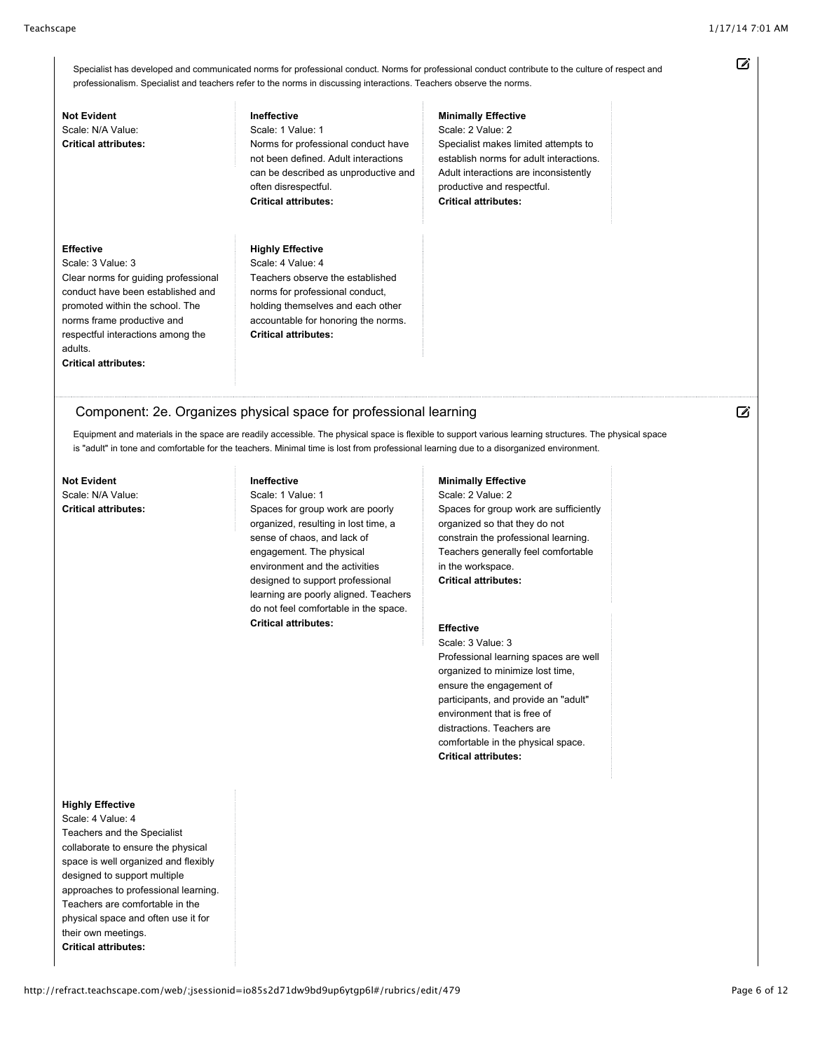Specialist has developed and communicated norms for professional conduct. Norms for professional conduct contribute to the culture of respect and professionalism. Specialist and teachers refer to the norms in discussing interactions. Teachers observe the norms.

**Not Evident**
Scale: N/A Value:
**Critical attributes:**

**Ineffective**
Scale: 1 Value: 1
Norms for professional conduct have not been defined. Adult interactions can be described as unproductive and often disrespectful.
**Critical attributes:**

**Minimally Effective**
Scale: 2 Value: 2
Specialist makes limited attempts to establish norms for adult interactions. Adult interactions are inconsistently productive and respectful.
**Critical attributes:**

**Effective**
Scale: 3 Value: 3
Clear norms for guiding professional conduct have been established and promoted within the school. The norms frame productive and respectful interactions among the adults.
**Critical attributes:**

**Highly Effective**
Scale: 4 Value: 4
Teachers observe the established norms for professional conduct, holding themselves and each other accountable for honoring the norms.
**Critical attributes:**

## Component: 2e. Organizes physical space for professional learning

Equipment and materials in the space are readily accessible. The physical space is flexible to support various learning structures. The physical space is "adult" in tone and comfortable for the teachers. Minimal time is lost from professional learning due to a disorganized environment.

**Not Evident**
Scale: N/A Value:
**Critical attributes:**

**Ineffective**
Scale: 1 Value: 1
Spaces for group work are poorly organized, resulting in lost time, a sense of chaos, and lack of engagement. The physical environment and the activities designed to support professional learning are poorly aligned. Teachers do not feel comfortable in the space.
**Critical attributes:**

**Minimally Effective**
Scale: 2 Value: 2
Spaces for group work are sufficiently organized so that they do not constrain the professional learning. Teachers generally feel comfortable in the workspace.
**Critical attributes:**

**Effective**
Scale: 3 Value: 3
Professional learning spaces are well organized to minimize lost time, ensure the engagement of participants, and provide an "adult" environment that is free of distractions. Teachers are comfortable in the physical space.
**Critical attributes:**

**Highly Effective**
Scale: 4 Value: 4
Teachers and the Specialist collaborate to ensure the physical space is well organized and flexibly designed to support multiple approaches to professional learning. Teachers are comfortable in the physical space and often use it for their own meetings.
**Critical attributes:**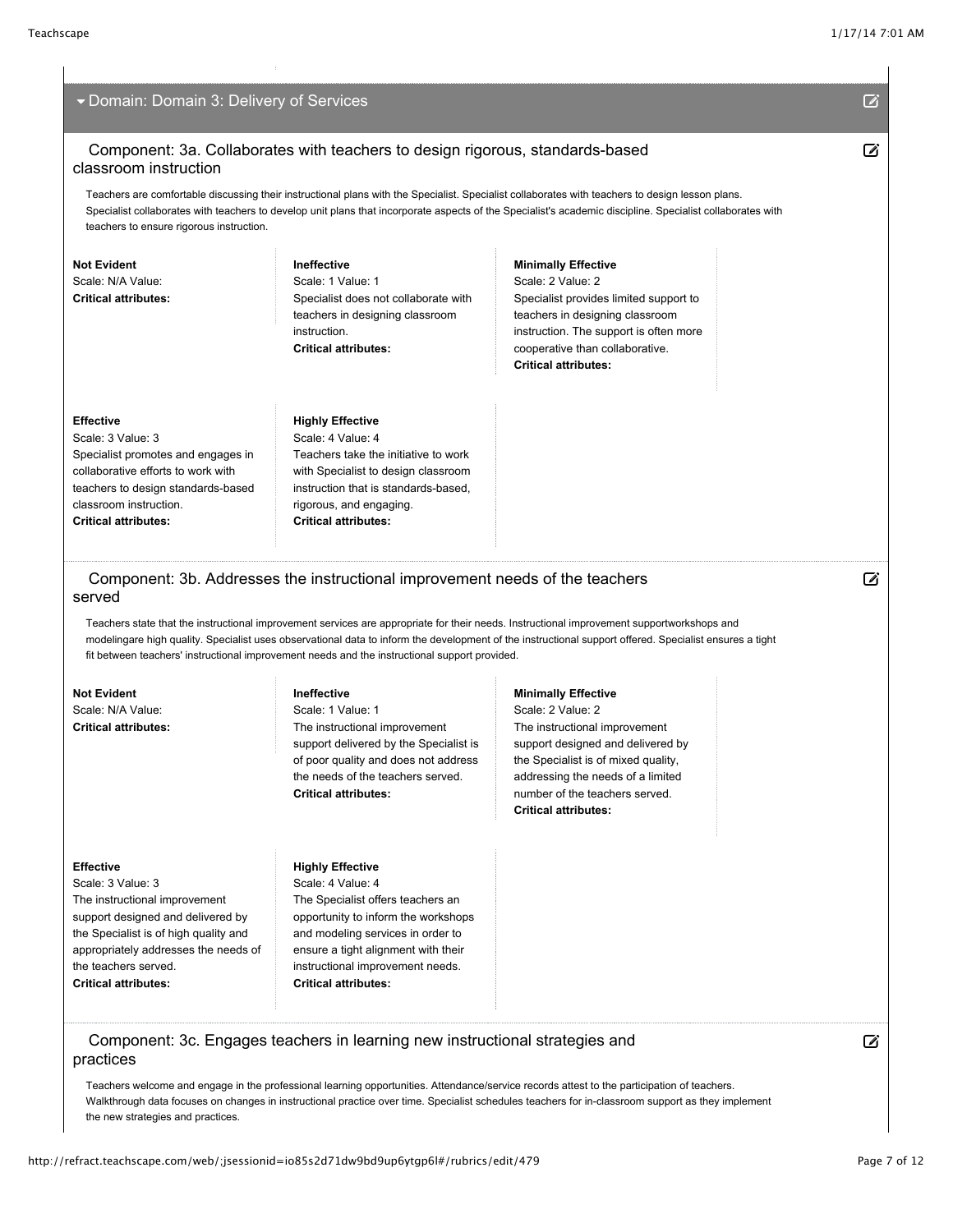## Domain: Domain 3: Delivery of Services

### Component: 3a. Collaborates with teachers to design rigorous, standards-based classroom instruction

Teachers are comfortable discussing their instructional plans with the Specialist. Specialist collaborates with teachers to design lesson plans. Specialist collaborates with teachers to develop unit plans that incorporate aspects of the Specialist's academic discipline. Specialist collaborates with teachers to ensure rigorous instruction.

**Not Evident**
Scale: N/A Value:
**Critical attributes:**

**Ineffective**
Scale: 1 Value: 1
Specialist does not collaborate with teachers in designing classroom instruction.
**Critical attributes:**

**Minimally Effective**
Scale: 2 Value: 2
Specialist provides limited support to teachers in designing classroom instruction. The support is often more cooperative than collaborative.
**Critical attributes:**

**Effective**
Scale: 3 Value: 3
Specialist promotes and engages in collaborative efforts to work with teachers to design standards-based classroom instruction.
**Critical attributes:**

**Highly Effective**
Scale: 4 Value: 4
Teachers take the initiative to work with Specialist to design classroom instruction that is standards-based, rigorous, and engaging.
**Critical attributes:**

### Component: 3b. Addresses the instructional improvement needs of the teachers served

Teachers state that the instructional improvement services are appropriate for their needs. Instructional improvement supportworkshops and modelingare high quality. Specialist uses observational data to inform the development of the instructional support offered. Specialist ensures a tight fit between teachers' instructional improvement needs and the instructional support provided.

**Not Evident**
Scale: N/A Value:
**Critical attributes:**

**Ineffective**
Scale: 1 Value: 1
The instructional improvement support delivered by the Specialist is of poor quality and does not address the needs of the teachers served.
**Critical attributes:**

**Minimally Effective**
Scale: 2 Value: 2
The instructional improvement support designed and delivered by the Specialist is of mixed quality, addressing the needs of a limited number of the teachers served.
**Critical attributes:**

**Effective**
Scale: 3 Value: 3
The instructional improvement support designed and delivered by the Specialist is of high quality and appropriately addresses the needs of the teachers served.
**Critical attributes:**

**Highly Effective**
Scale: 4 Value: 4
The Specialist offers teachers an opportunity to inform the workshops and modeling services in order to ensure a tight alignment with their instructional improvement needs.
**Critical attributes:**

### Component: 3c. Engages teachers in learning new instructional strategies and practices

Teachers welcome and engage in the professional learning opportunities. Attendance/service records attest to the participation of teachers. Walkthrough data focuses on changes in instructional practice over time. Specialist schedules teachers for in-classroom support as they implement the new strategies and practices.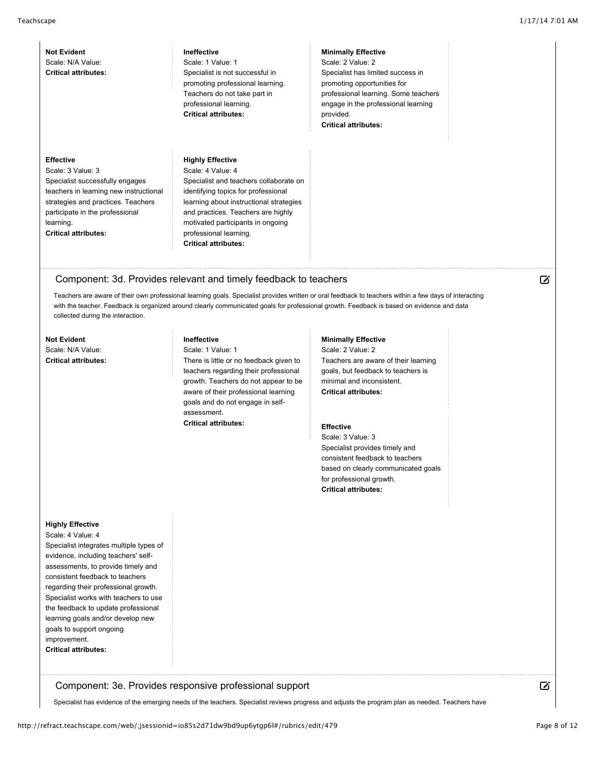**Not Evident**
Scale: N/A Value:
**Critical attributes:**

**Ineffective**
Scale: 1 Value: 1
Specialist is not successful in promoting professional learning. Teachers do not take part in professional learning.
**Critical attributes:**

**Minimally Effective**
Scale: 2 Value: 2
Specialist has limited success in promoting opportunities for professional learning. Some teachers engage in the professional learning provided.
**Critical attributes:**

**Effective**
Scale: 3 Value: 3
Specialist successfully engages teachers in learning new instructional strategies and practices. Teachers participate in the professional learning.
**Critical attributes:**

**Highly Effective**
Scale: 4 Value: 4
Specialist and teachers collaborate on identifying topics for professional learning about instructional strategies and practices. Teachers are highly motivated participants in ongoing professional learning.
**Critical attributes:**

## Component: 3d. Provides relevant and timely feedback to teachers

Teachers are aware of their own professional learning goals. Specialist provides written or oral feedback to teachers within a few days of interacting with the teacher. Feedback is organized around clearly communicated goals for professional growth. Feedback is based on evidence and data collected during the interaction.

**Not Evident**
Scale: N/A Value:
**Critical attributes:**

**Ineffective**
Scale: 1 Value: 1
There is little or no feedback given to teachers regarding their professional growth. Teachers do not appear to be aware of their professional learning goals and do not engage in self-assessment.
**Critical attributes:**

**Minimally Effective**
Scale: 2 Value: 2
Teachers are aware of their learning goals, but feedback to teachers is minimal and inconsistent.
**Critical attributes:**

**Effective**
Scale: 3 Value: 3
Specialist provides timely and consistent feedback to teachers based on clearly communicated goals for professional growth.
**Critical attributes:**

**Highly Effective**
Scale: 4 Value: 4
Specialist integrates multiple types of evidence, including teachers' self-assessments, to provide timely and consistent feedback to teachers regarding their professional growth. Specialist works with teachers to use the feedback to update professional learning goals and/or develop new goals to support ongoing improvement.
**Critical attributes:**

## Component: 3e. Provides responsive professional support

Specialist has evidence of the emerging needs of the teachers. Specialist reviews progress and adjusts the program plan as needed. Teachers have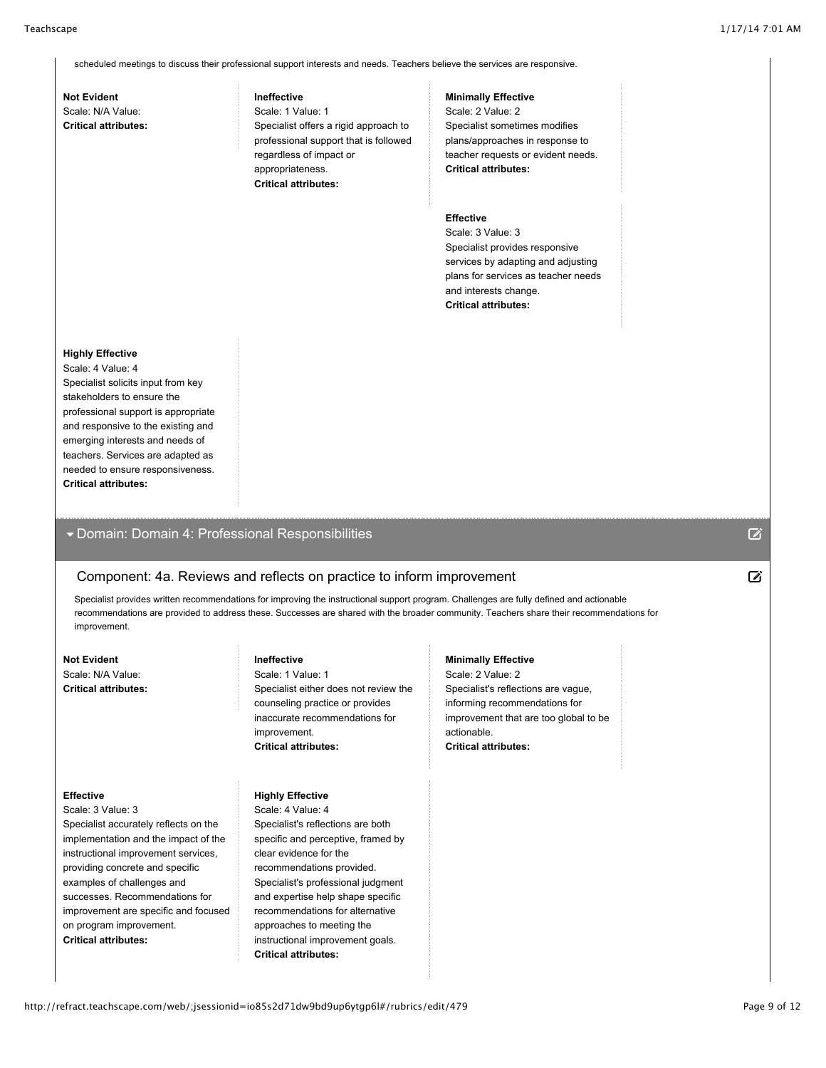scheduled meetings to discuss their professional support interests and needs. Teachers believe the services are responsive.

**Not Evident**
Scale: N/A Value:
**Critical attributes:**

**Ineffective**
Scale: 1 Value: 1
Specialist offers a rigid approach to professional support that is followed regardless of impact or appropriateness.
**Critical attributes:**

**Minimally Effective**
Scale: 2 Value: 2
Specialist sometimes modifies plans/approaches in response to teacher requests or evident needs.
**Critical attributes:**

**Effective**
Scale: 3 Value: 3
Specialist provides responsive services by adapting and adjusting plans for services as teacher needs and interests change.
**Critical attributes:**

**Highly Effective**
Scale: 4 Value: 4
Specialist solicits input from key stakeholders to ensure the professional support is appropriate and responsive to the existing and emerging interests and needs of teachers. Services are adapted as needed to ensure responsiveness.
**Critical attributes:**

## Domain: Domain 4: Professional Responsibilities

### Component: 4a. Reviews and reflects on practice to inform improvement

Specialist provides written recommendations for improving the instructional support program. Challenges are fully defined and actionable recommendations are provided to address these. Successes are shared with the broader community. Teachers share their recommendations for improvement.

**Not Evident**
Scale: N/A Value:
**Critical attributes:**

**Ineffective**
Scale: 1 Value: 1
Specialist either does not review the counseling practice or provides inaccurate recommendations for improvement.
**Critical attributes:**

**Minimally Effective**
Scale: 2 Value: 2
Specialist's reflections are vague, informing recommendations for improvement that are too global to be actionable.
**Critical attributes:**

**Effective**
Scale: 3 Value: 3
Specialist accurately reflects on the implementation and the impact of the instructional improvement services, providing concrete and specific examples of challenges and successes. Recommendations for improvement are specific and focused on program improvement.
**Critical attributes:**

**Highly Effective**
Scale: 4 Value: 4
Specialist's reflections are both specific and perceptive, framed by clear evidence for the recommendations provided. Specialist's professional judgment and expertise help shape specific recommendations for alternative approaches to meeting the instructional improvement goals.
**Critical attributes:**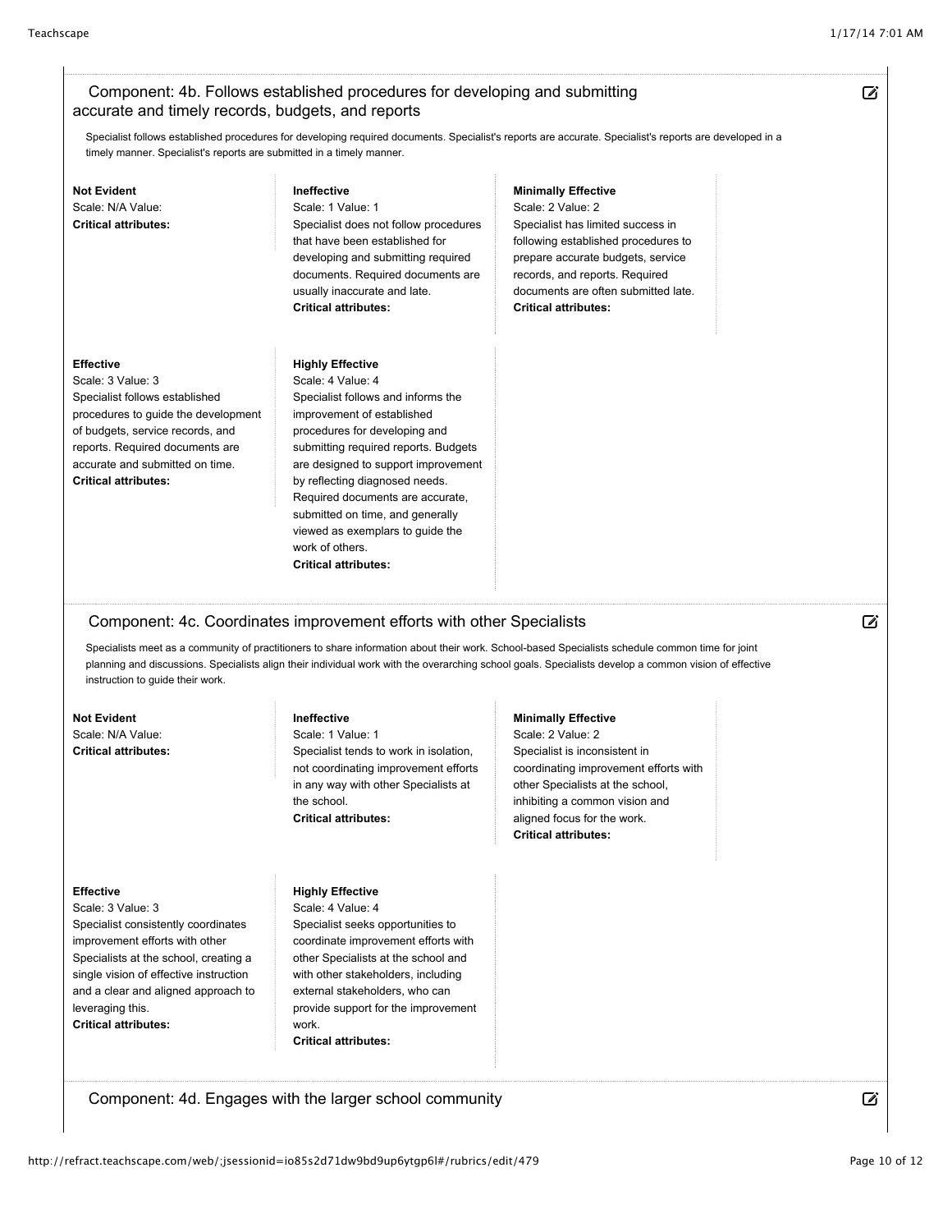## Component: 4b. Follows established procedures for developing and submitting accurate and timely records, budgets, and reports

Specialist follows established procedures for developing required documents. Specialist's reports are accurate. Specialist's reports are developed in a timely manner. Specialist's reports are submitted in a timely manner.

**Not Evident**
Scale: N/A Value:
**Critical attributes:**

**Ineffective**
Scale: 1 Value: 1
Specialist does not follow procedures that have been established for developing and submitting required documents. Required documents are usually inaccurate and late.
**Critical attributes:**

**Minimally Effective**
Scale: 2 Value: 2
Specialist has limited success in following established procedures to prepare accurate budgets, service records, and reports. Required documents are often submitted late.
**Critical attributes:**

**Effective**
Scale: 3 Value: 3
Specialist follows established procedures to guide the development of budgets, service records, and reports. Required documents are accurate and submitted on time.
**Critical attributes:**

**Highly Effective**
Scale: 4 Value: 4
Specialist follows and informs the improvement of established procedures for developing and submitting required reports. Budgets are designed to support improvement by reflecting diagnosed needs. Required documents are accurate, submitted on time, and generally viewed as exemplars to guide the work of others.
**Critical attributes:**

## Component: 4c. Coordinates improvement efforts with other Specialists

Specialists meet as a community of practitioners to share information about their work. School-based Specialists schedule common time for joint planning and discussions. Specialists align their individual work with the overarching school goals. Specialists develop a common vision of effective instruction to guide their work.

**Not Evident**
Scale: N/A Value:
**Critical attributes:**

**Ineffective**
Scale: 1 Value: 1
Specialist tends to work in isolation, not coordinating improvement efforts in any way with other Specialists at the school.
**Critical attributes:**

**Minimally Effective**
Scale: 2 Value: 2
Specialist is inconsistent in coordinating improvement efforts with other Specialists at the school, inhibiting a common vision and aligned focus for the work.
**Critical attributes:**

**Effective**
Scale: 3 Value: 3
Specialist consistently coordinates improvement efforts with other Specialists at the school, creating a single vision of effective instruction and a clear and aligned approach to leveraging this.
**Critical attributes:**

**Highly Effective**
Scale: 4 Value: 4
Specialist seeks opportunities to coordinate improvement efforts with other Specialists at the school and with other stakeholders, including external stakeholders, who can provide support for the improvement work.
**Critical attributes:**

## Component: 4d. Engages with the larger school community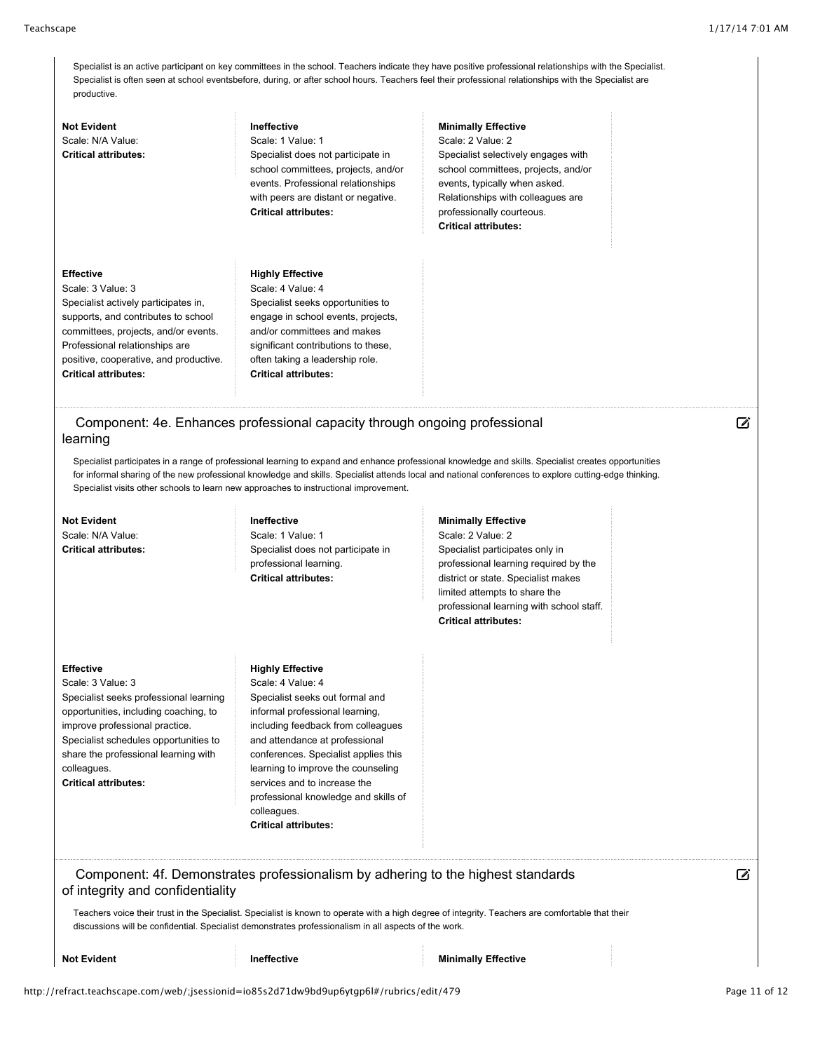Specialist is an active participant on key committees in the school. Teachers indicate they have positive professional relationships with the Specialist. Specialist is often seen at school eventsbefore, during, or after school hours. Teachers feel their professional relationships with the Specialist are productive.

**Not Evident**
Scale: N/A Value:
**Critical attributes:**

**Ineffective**
Scale: 1 Value: 1
Specialist does not participate in school committees, projects, and/or events. Professional relationships with peers are distant or negative.
**Critical attributes:**

**Minimally Effective**
Scale: 2 Value: 2
Specialist selectively engages with school committees, projects, and/or events, typically when asked. Relationships with colleagues are professionally courteous.
**Critical attributes:**

**Effective**
Scale: 3 Value: 3
Specialist actively participates in, supports, and contributes to school committees, projects, and/or events. Professional relationships are positive, cooperative, and productive.
**Critical attributes:**

**Highly Effective**
Scale: 4 Value: 4
Specialist seeks opportunities to engage in school events, projects, and/or committees and makes significant contributions to these, often taking a leadership role.
**Critical attributes:**

## Component: 4e. Enhances professional capacity through ongoing professional learning

Specialist participates in a range of professional learning to expand and enhance professional knowledge and skills. Specialist creates opportunities for informal sharing of the new professional knowledge and skills. Specialist attends local and national conferences to explore cutting-edge thinking. Specialist visits other schools to learn new approaches to instructional improvement.

**Not Evident**
Scale: N/A Value:
**Critical attributes:**

**Ineffective**
Scale: 1 Value: 1
Specialist does not participate in professional learning.
**Critical attributes:**

**Minimally Effective**
Scale: 2 Value: 2
Specialist participates only in professional learning required by the district or state. Specialist makes limited attempts to share the professional learning with school staff.
**Critical attributes:**

**Effective**
Scale: 3 Value: 3
Specialist seeks professional learning opportunities, including coaching, to improve professional practice. Specialist schedules opportunities to share the professional learning with colleagues.
**Critical attributes:**

**Highly Effective**
Scale: 4 Value: 4
Specialist seeks out formal and informal professional learning, including feedback from colleagues and attendance at professional conferences. Specialist applies this learning to improve the counseling services and to increase the professional knowledge and skills of colleagues.
**Critical attributes:**

## Component: 4f. Demonstrates professionalism by adhering to the highest standards of integrity and confidentiality

Teachers voice their trust in the Specialist. Specialist is known to operate with a high degree of integrity. Teachers are comfortable that their discussions will be confidential. Specialist demonstrates professionalism in all aspects of the work.

**Not Evident**

**Ineffective**

**Minimally Effective**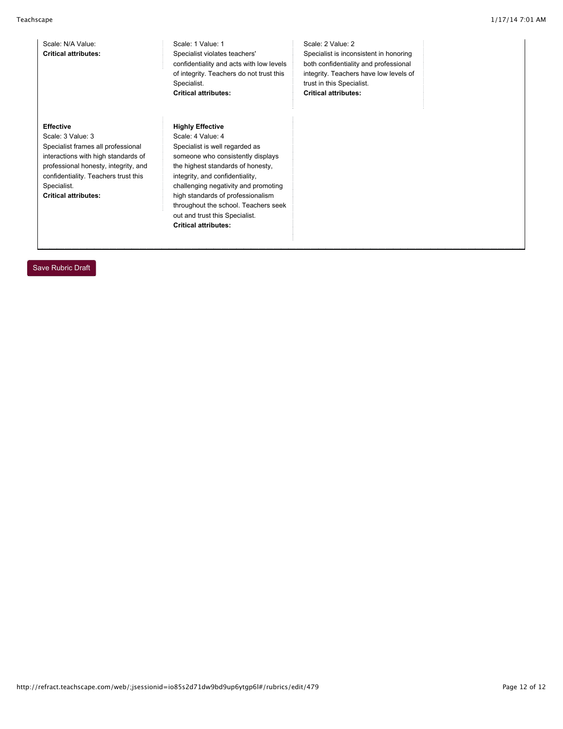Scale: N/A Value:
**Critical attributes:**

Scale: 1 Value: 1
Specialist violates teachers' confidentiality and acts with low levels of integrity. Teachers do not trust this Specialist.
**Critical attributes:**

Scale: 2 Value: 2
Specialist is inconsistent in honoring both confidentiality and professional integrity. Teachers have low levels of trust in this Specialist.
**Critical attributes:**

**Effective**
Scale: 3 Value: 3
Specialist frames all professional interactions with high standards of professional honesty, integrity, and confidentiality. Teachers trust this Specialist.
**Critical attributes:**

**Highly Effective**
Scale: 4 Value: 4
Specialist is well regarded as someone who consistently displays the highest standards of honesty, integrity, and confidentiality, challenging negativity and promoting high standards of professionalism throughout the school. Teachers seek out and trust this Specialist.
**Critical attributes:**

Save Rubric Draft